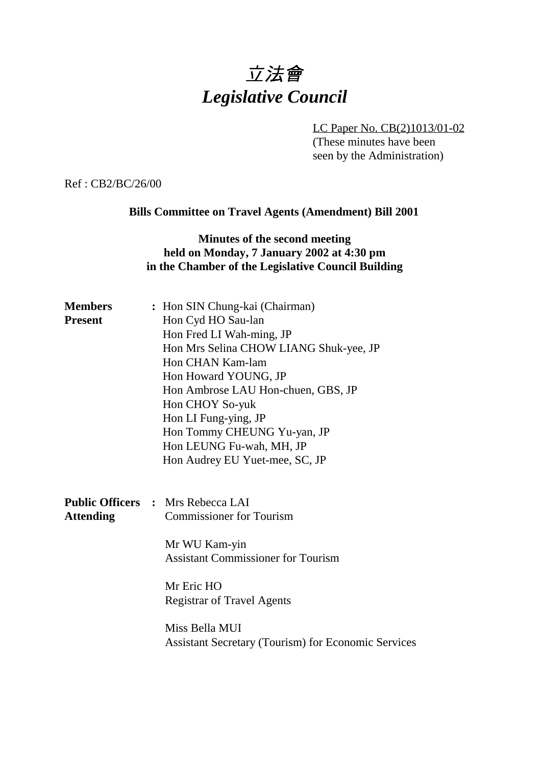# 立法會
# *Legislative Council*

LC Paper No. CB(2)1013/01-02
(These minutes have been seen by the Administration)

Ref : CB2/BC/26/00

**Bills Committee on Travel Agents (Amendment) Bill 2001**

**Minutes of the second meeting held on Monday, 7 January 2002 at 4:30 pm in the Chamber of the Legislative Council Building**

**Members Present** :
Hon SIN Chung-kai (Chairman)
Hon Cyd HO Sau-lan
Hon Fred LI Wah-ming, JP
Hon Mrs Selina CHOW LIANG Shuk-yee, JP
Hon CHAN Kam-lam
Hon Howard YOUNG, JP
Hon Ambrose LAU Hon-chuen, GBS, JP
Hon CHOY So-yuk
Hon LI Fung-ying, JP
Hon Tommy CHEUNG Yu-yan, JP
Hon LEUNG Fu-wah, MH, JP
Hon Audrey EU Yuet-mee, SC, JP

**Public Officers Attending** :
Mrs Rebecca LAI
Commissioner for Tourism

Mr WU Kam-yin
Assistant Commissioner for Tourism

Mr Eric HO
Registrar of Travel Agents

Miss Bella MUI
Assistant Secretary (Tourism) for Economic Services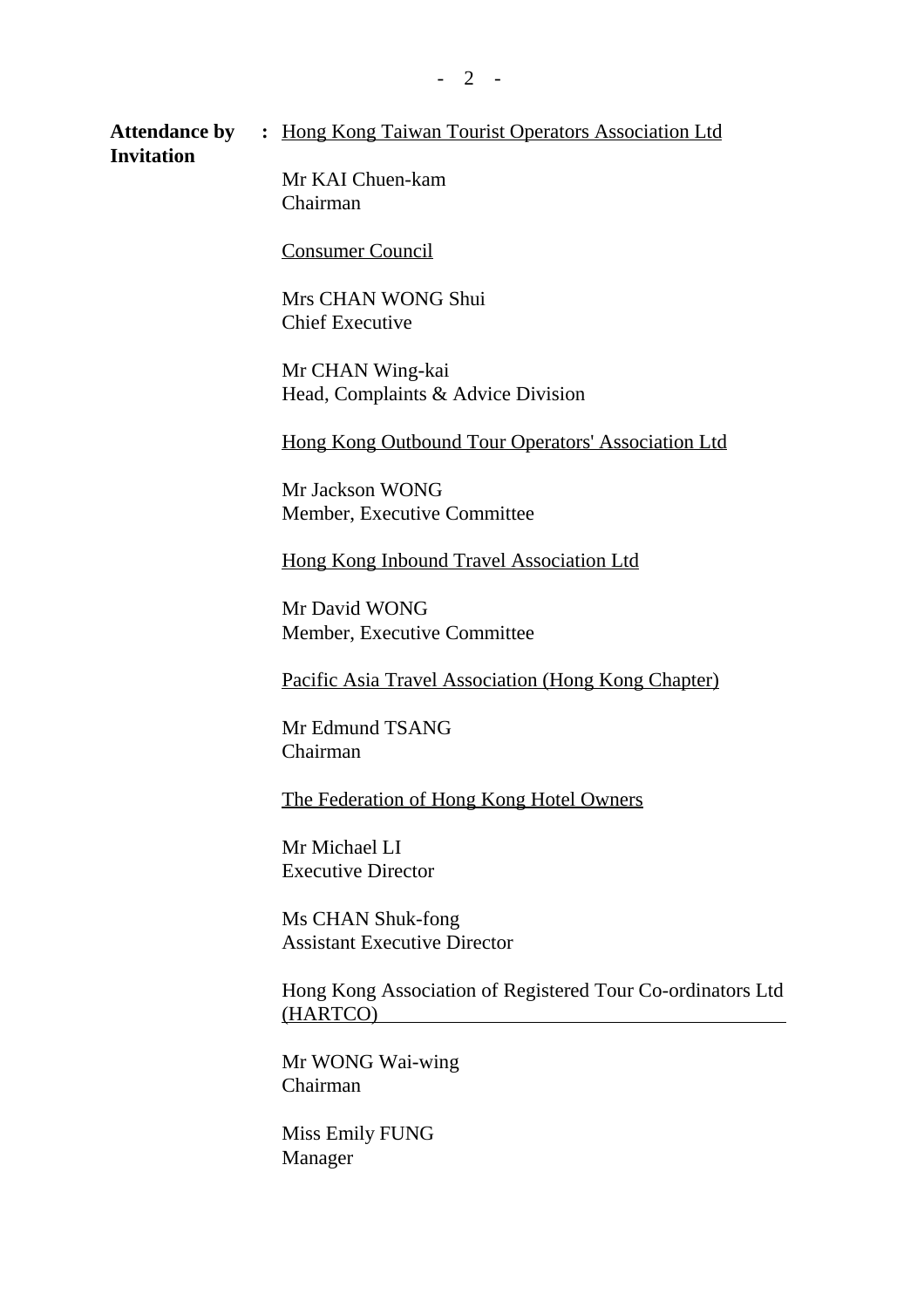**Attendance by Invitation** : Hong Kong Taiwan Tourist Operators Association Ltd

Mr KAI Chuen-kam
Chairman

Consumer Council

Mrs CHAN WONG Shui
Chief Executive

Mr CHAN Wing-kai
Head, Complaints & Advice Division

Hong Kong Outbound Tour Operators' Association Ltd

Mr Jackson WONG
Member, Executive Committee

Hong Kong Inbound Travel Association Ltd

Mr David WONG
Member, Executive Committee

Pacific Asia Travel Association (Hong Kong Chapter)

Mr Edmund TSANG
Chairman

The Federation of Hong Kong Hotel Owners

Mr Michael LI
Executive Director

Ms CHAN Shuk-fong
Assistant Executive Director

Hong Kong Association of Registered Tour Co-ordinators Ltd (HARTCO)

Mr WONG Wai-wing
Chairman

Miss Emily FUNG
Manager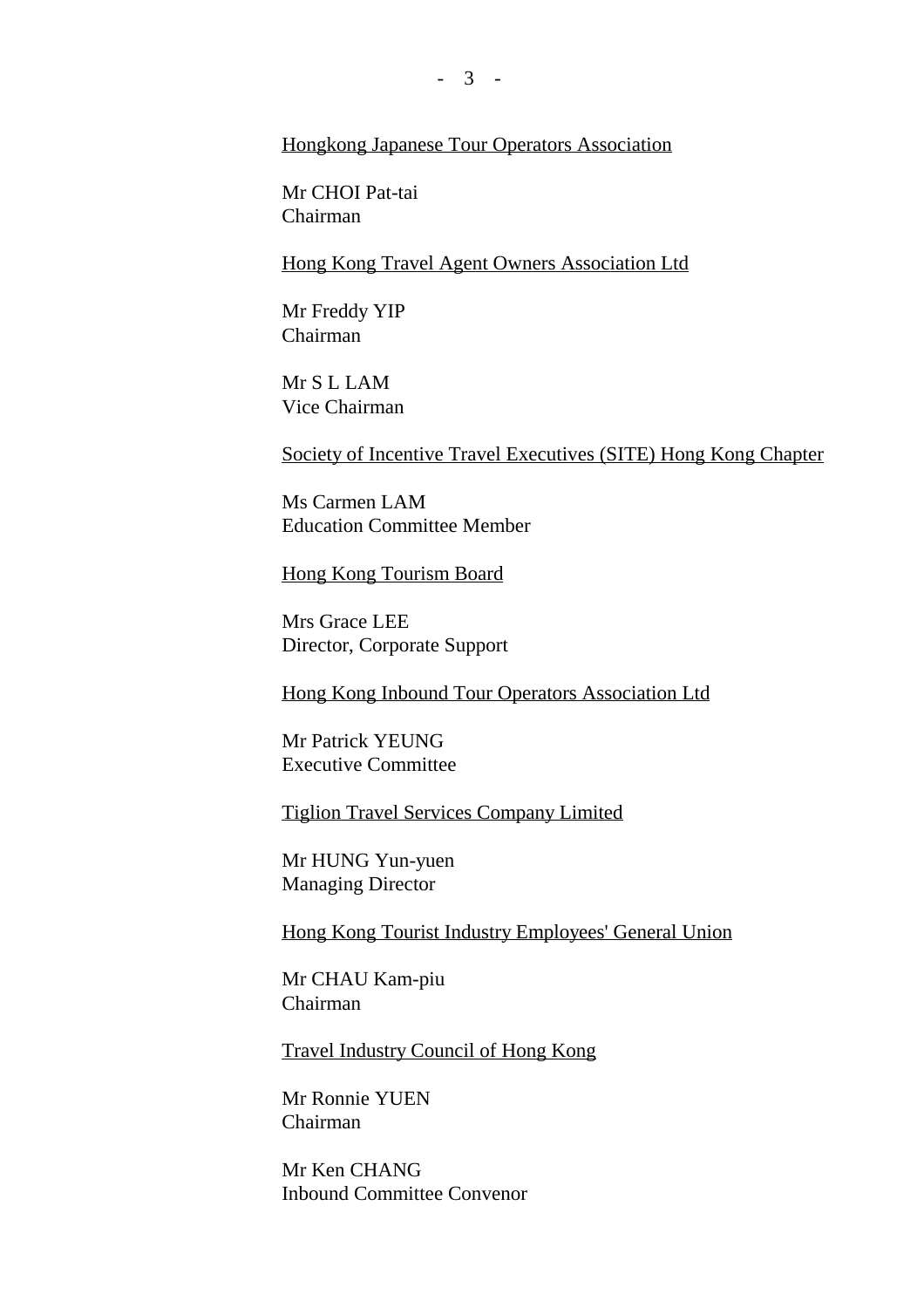<u>Hongkong Japanese Tour Operators Association</u>

Mr CHOI Pat-tai
Chairman

<u>Hong Kong Travel Agent Owners Association Ltd</u>

Mr Freddy YIP
Chairman

Mr S L LAM
Vice Chairman

<u>Society of Incentive Travel Executives (SITE) Hong Kong Chapter</u>

Ms Carmen LAM
Education Committee Member

<u>Hong Kong Tourism Board</u>

Mrs Grace LEE
Director, Corporate Support

<u>Hong Kong Inbound Tour Operators Association Ltd</u>

Mr Patrick YEUNG
Executive Committee

<u>Tiglion Travel Services Company Limited</u>

Mr HUNG Yun-yuen
Managing Director

<u>Hong Kong Tourist Industry Employees' General Union</u>

Mr CHAU Kam-piu
Chairman

<u>Travel Industry Council of Hong Kong</u>

Mr Ronnie YUEN
Chairman

Mr Ken CHANG
Inbound Committee Convenor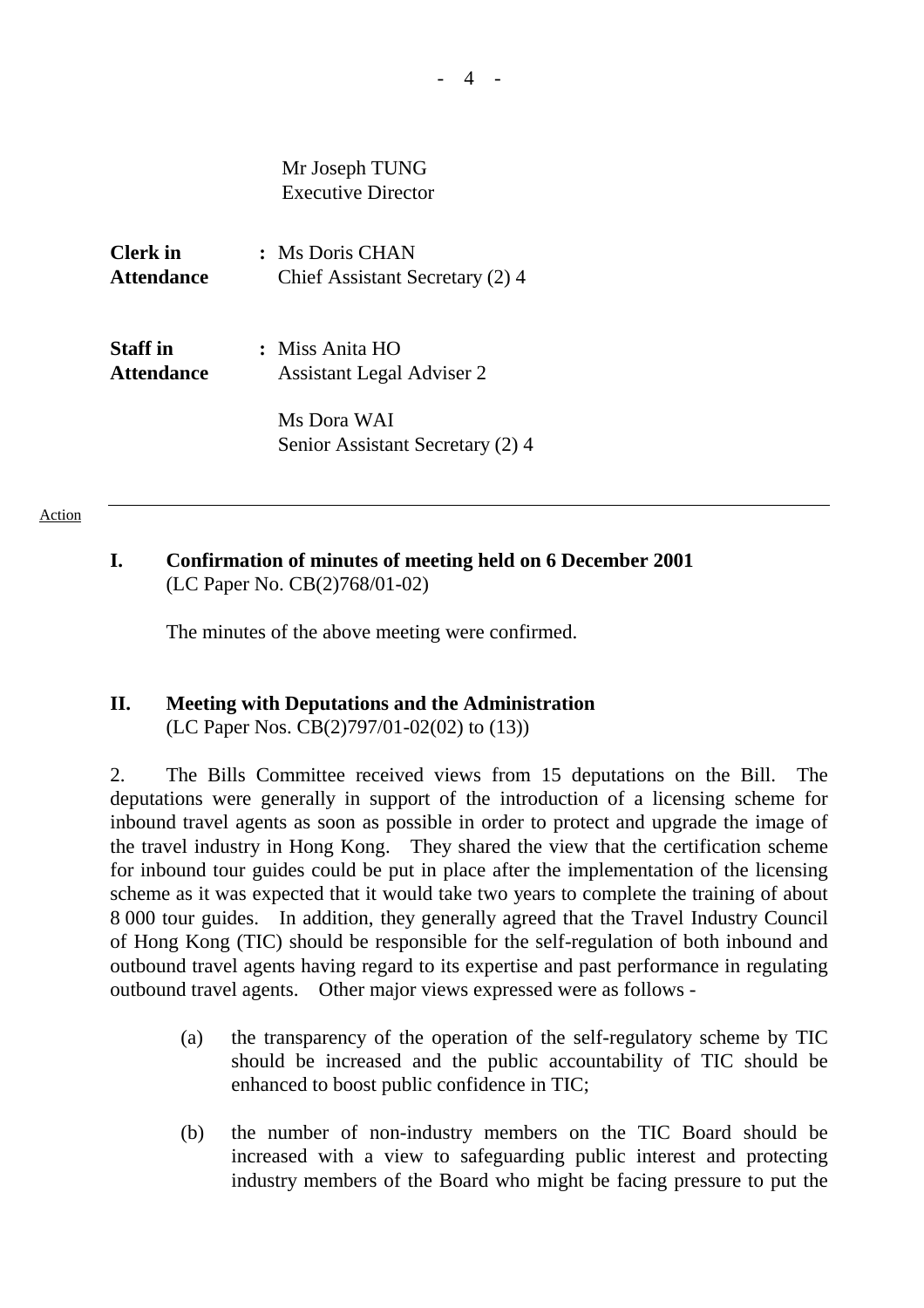Mr Joseph TUNG
Executive Director

**Clerk in Attendance** : Ms Doris CHAN
Chief Assistant Secretary (2) 4

**Staff in Attendance** : Miss Anita HO
Assistant Legal Adviser 2

Ms Dora WAI
Senior Assistant Secretary (2) 4

---

Action

**I. Confirmation of minutes of meeting held on 6 December 2001**
(LC Paper No. CB(2)768/01-02)

The minutes of the above meeting were confirmed.

**II. Meeting with Deputations and the Administration**
(LC Paper Nos. CB(2)797/01-02(02) to (13))

2. The Bills Committee received views from 15 deputations on the Bill. The deputations were generally in support of the introduction of a licensing scheme for inbound travel agents as soon as possible in order to protect and upgrade the image of the travel industry in Hong Kong. They shared the view that the certification scheme for inbound tour guides could be put in place after the implementation of the licensing scheme as it was expected that it would take two years to complete the training of about 8 000 tour guides. In addition, they generally agreed that the Travel Industry Council of Hong Kong (TIC) should be responsible for the self-regulation of both inbound and outbound travel agents having regard to its expertise and past performance in regulating outbound travel agents. Other major views expressed were as follows -

(a) the transparency of the operation of the self-regulatory scheme by TIC should be increased and the public accountability of TIC should be enhanced to boost public confidence in TIC;

(b) the number of non-industry members on the TIC Board should be increased with a view to safeguarding public interest and protecting industry members of the Board who might be facing pressure to put the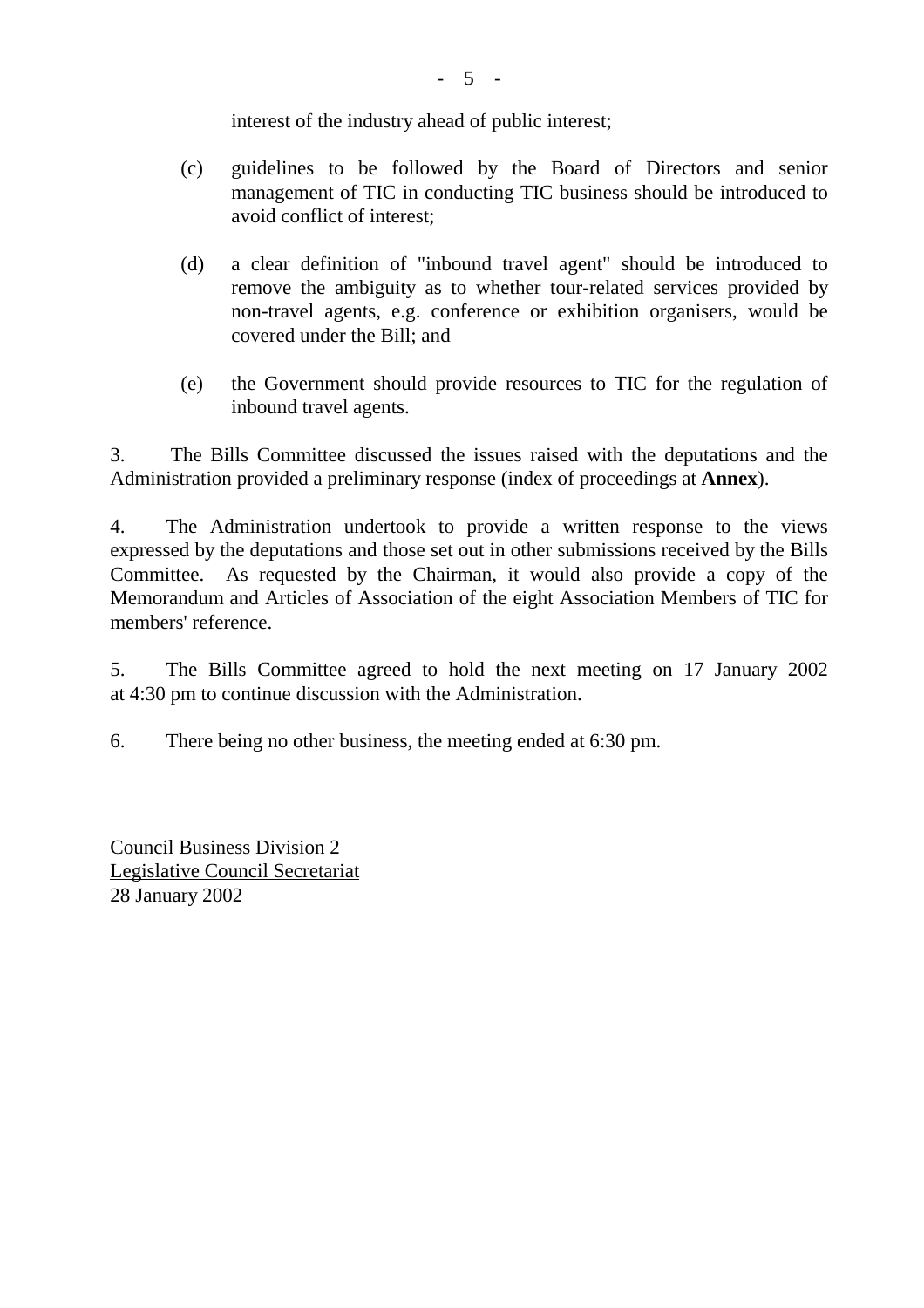interest of the industry ahead of public interest;

(c) guidelines to be followed by the Board of Directors and senior management of TIC in conducting TIC business should be introduced to avoid conflict of interest;

(d) a clear definition of "inbound travel agent" should be introduced to remove the ambiguity as to whether tour-related services provided by non-travel agents, e.g. conference or exhibition organisers, would be covered under the Bill; and

(e) the Government should provide resources to TIC for the regulation of inbound travel agents.

3. The Bills Committee discussed the issues raised with the deputations and the Administration provided a preliminary response (index of proceedings at **Annex**).

4. The Administration undertook to provide a written response to the views expressed by the deputations and those set out in other submissions received by the Bills Committee. As requested by the Chairman, it would also provide a copy of the Memorandum and Articles of Association of the eight Association Members of TIC for members' reference.

5. The Bills Committee agreed to hold the next meeting on 17 January 2002 at 4:30 pm to continue discussion with the Administration.

6. There being no other business, the meeting ended at 6:30 pm.

Council Business Division 2
Legislative Council Secretariat
28 January 2002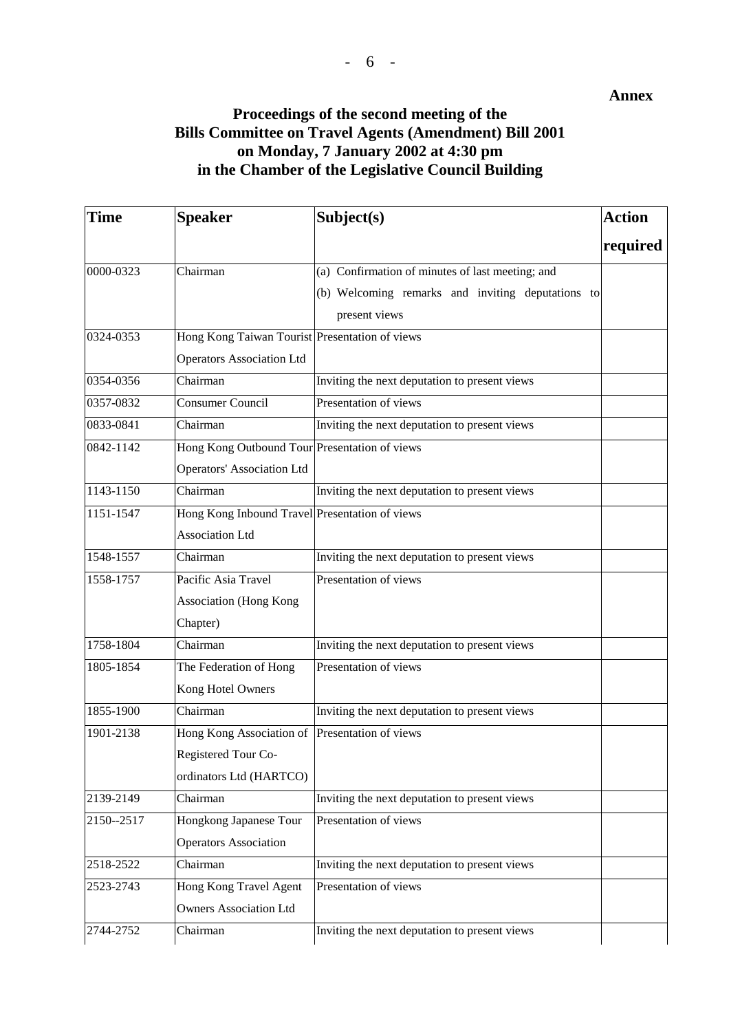**Annex**

## Proceedings of the second meeting of the Bills Committee on Travel Agents (Amendment) Bill 2001 on Monday, 7 January 2002 at 4:30 pm in the Chamber of the Legislative Council Building

| Time | Speaker | Subject(s) | Action required |
|---|---|---|---|
| 0000-0323 | Chairman | (a) Confirmation of minutes of last meeting; and<br>(b) Welcoming remarks and inviting deputations to present views | |
| 0324-0353 | Hong Kong Taiwan Tourist Operators Association Ltd | Presentation of views | |
| 0354-0356 | Chairman | Inviting the next deputation to present views | |
| 0357-0832 | Consumer Council | Presentation of views | |
| 0833-0841 | Chairman | Inviting the next deputation to present views | |
| 0842-1142 | Hong Kong Outbound Tour Operators' Association Ltd | Presentation of views | |
| 1143-1150 | Chairman | Inviting the next deputation to present views | |
| 1151-1547 | Hong Kong Inbound Travel Association Ltd | Presentation of views | |
| 1548-1557 | Chairman | Inviting the next deputation to present views | |
| 1558-1757 | Pacific Asia Travel Association (Hong Kong Chapter) | Presentation of views | |
| 1758-1804 | Chairman | Inviting the next deputation to present views | |
| 1805-1854 | The Federation of Hong Kong Hotel Owners | Presentation of views | |
| 1855-1900 | Chairman | Inviting the next deputation to present views | |
| 1901-2138 | Hong Kong Association of Registered Tour Co-ordinators Ltd (HARTCO) | Presentation of views | |
| 2139-2149 | Chairman | Inviting the next deputation to present views | |
| 2150--2517 | Hongkong Japanese Tour Operators Association | Presentation of views | |
| 2518-2522 | Chairman | Inviting the next deputation to present views | |
| 2523-2743 | Hong Kong Travel Agent Owners Association Ltd | Presentation of views | |
| 2744-2752 | Chairman | Inviting the next deputation to present views | |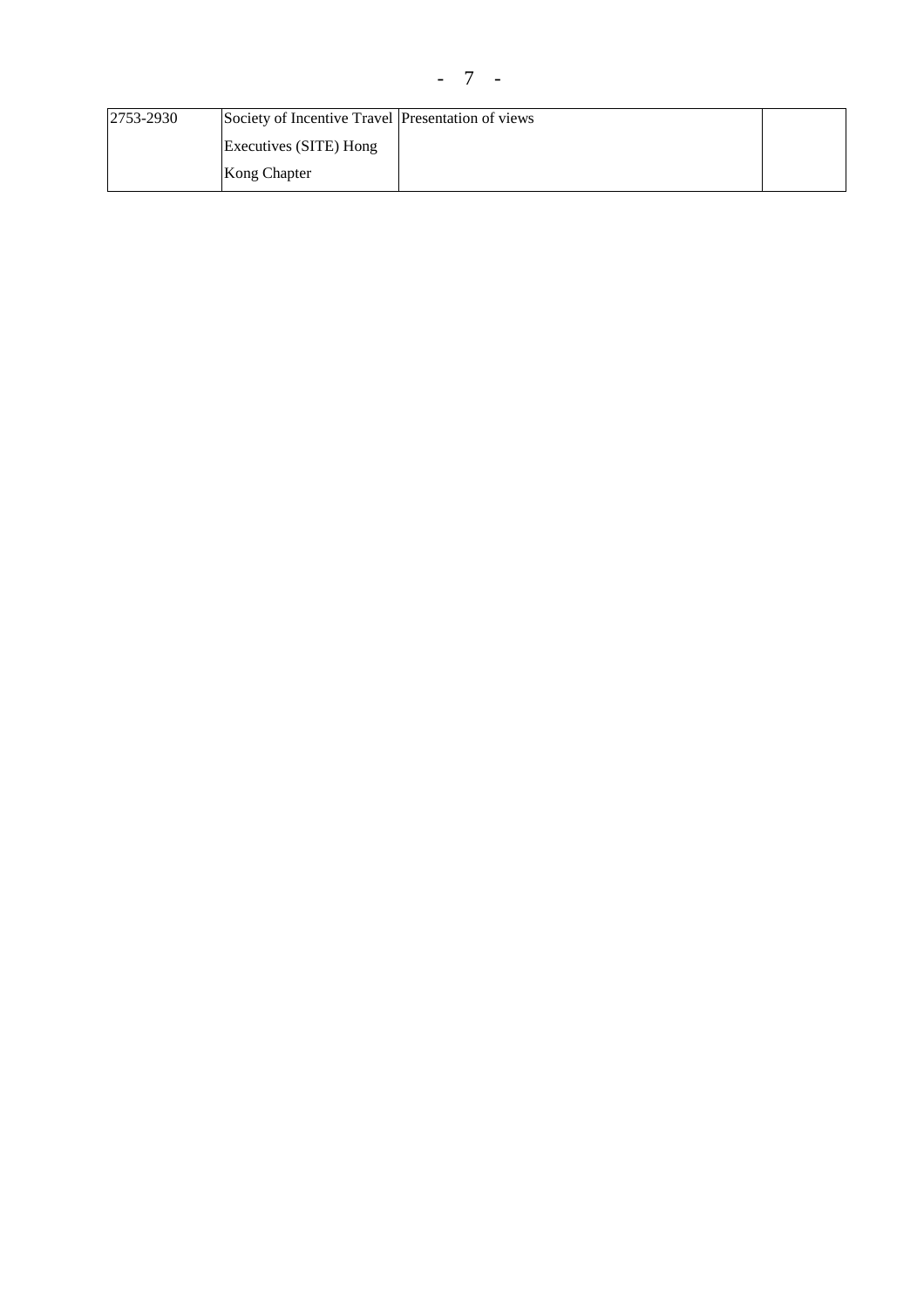| 2753-2930 | Society of Incentive Travel Executives (SITE) Hong Kong Chapter | Presentation of views | |
|---|---|---|---|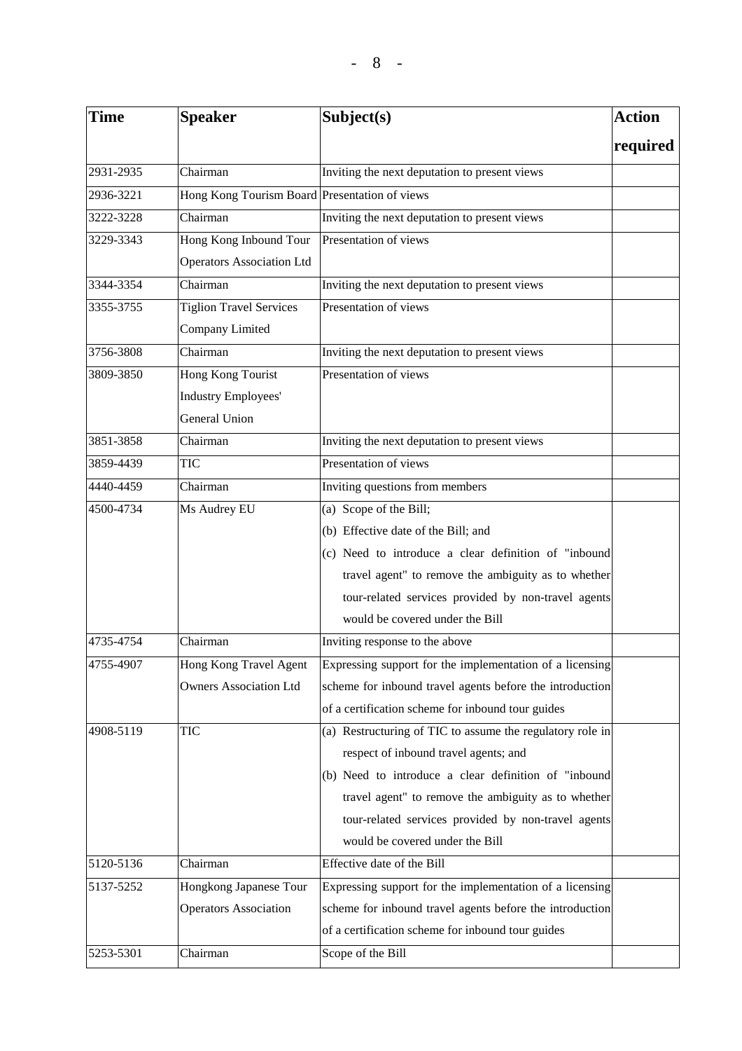| Time | Speaker | Subject(s) | Action required |
|---|---|---|---|
| 2931-2935 | Chairman | Inviting the next deputation to present views | |
| 2936-3221 | Hong Kong Tourism Board | Presentation of views | |
| 3222-3228 | Chairman | Inviting the next deputation to present views | |
| 3229-3343 | Hong Kong Inbound Tour Operators Association Ltd | Presentation of views | |
| 3344-3354 | Chairman | Inviting the next deputation to present views | |
| 3355-3755 | Tiglion Travel Services Company Limited | Presentation of views | |
| 3756-3808 | Chairman | Inviting the next deputation to present views | |
| 3809-3850 | Hong Kong Tourist Industry Employees' General Union | Presentation of views | |
| 3851-3858 | Chairman | Inviting the next deputation to present views | |
| 3859-4439 | TIC | Presentation of views | |
| 4440-4459 | Chairman | Inviting questions from members | |
| 4500-4734 | Ms Audrey EU | (a) Scope of the Bill;<br>(b) Effective date of the Bill; and<br>(c) Need to introduce a clear definition of "inbound travel agent" to remove the ambiguity as to whether tour-related services provided by non-travel agents would be covered under the Bill | |
| 4735-4754 | Chairman | Inviting response to the above | |
| 4755-4907 | Hong Kong Travel Agent Owners Association Ltd | Expressing support for the implementation of a licensing scheme for inbound travel agents before the introduction of a certification scheme for inbound tour guides | |
| 4908-5119 | TIC | (a) Restructuring of TIC to assume the regulatory role in respect of inbound travel agents; and<br>(b) Need to introduce a clear definition of "inbound travel agent" to remove the ambiguity as to whether tour-related services provided by non-travel agents would be covered under the Bill | |
| 5120-5136 | Chairman | Effective date of the Bill | |
| 5137-5252 | Hongkong Japanese Tour Operators Association | Expressing support for the implementation of a licensing scheme for inbound travel agents before the introduction of a certification scheme for inbound tour guides | |
| 5253-5301 | Chairman | Scope of the Bill | |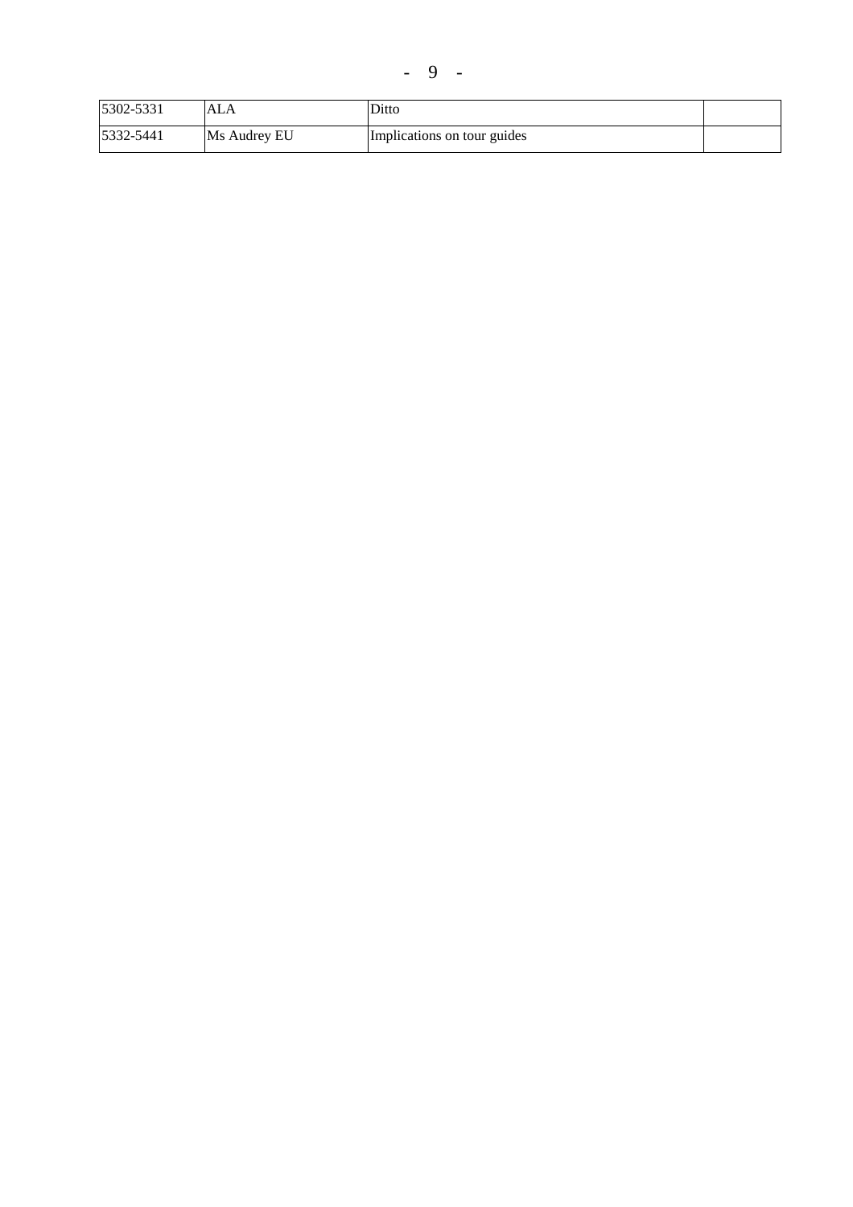| | | | |
|---|---|---|---|
| 5302-5331 | ALA | Ditto | |
| 5332-5441 | Ms Audrey EU | Implications on tour guides | |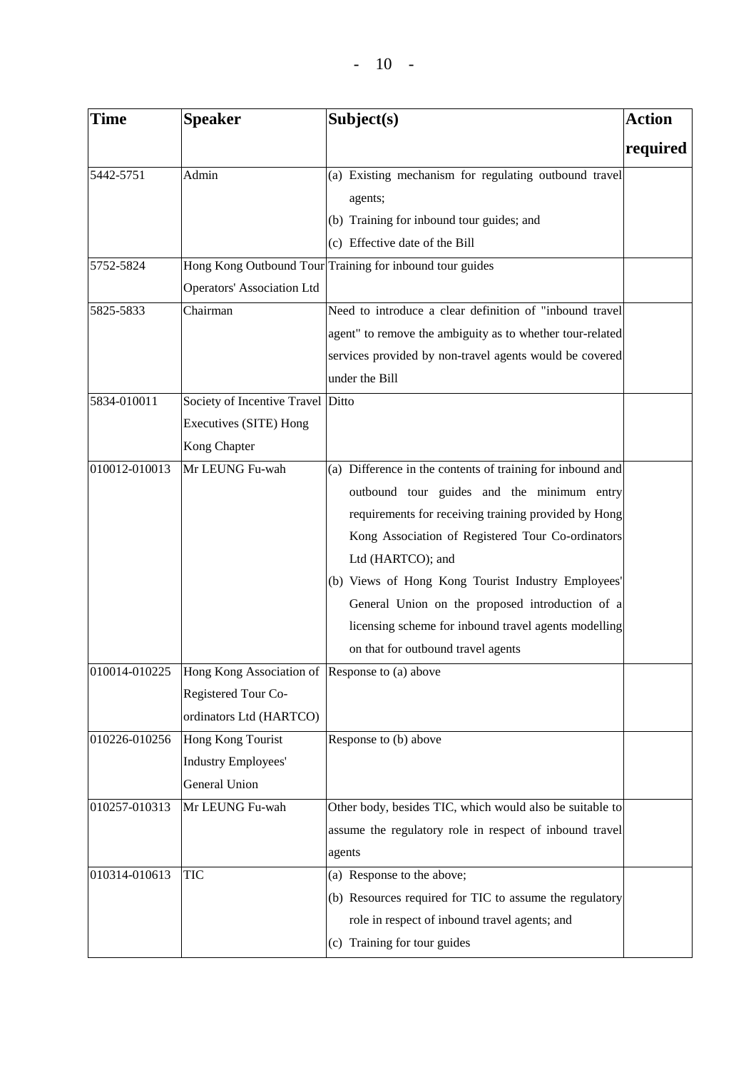| Time | Speaker | Subject(s) | Action required |
|---|---|---|---|
| 5442-5751 | Admin | (a) Existing mechanism for regulating outbound travel agents;<br>(b) Training for inbound tour guides; and<br>(c) Effective date of the Bill | |
| 5752-5824 | Hong Kong Outbound Tour Operators' Association Ltd | Training for inbound tour guides | |
| 5825-5833 | Chairman | Need to introduce a clear definition of "inbound travel agent" to remove the ambiguity as to whether tour-related services provided by non-travel agents would be covered under the Bill | |
| 5834-010011 | Society of Incentive Travel Executives (SITE) Hong Kong Chapter | Ditto | |
| 010012-010013 | Mr LEUNG Fu-wah | (a) Difference in the contents of training for inbound and outbound tour guides and the minimum entry requirements for receiving training provided by Hong Kong Association of Registered Tour Co-ordinators Ltd (HARTCO); and<br>(b) Views of Hong Kong Tourist Industry Employees' General Union on the proposed introduction of a licensing scheme for inbound travel agents modelling on that for outbound travel agents | |
| 010014-010225 | Hong Kong Association of Registered Tour Co-ordinators Ltd (HARTCO) | Response to (a) above | |
| 010226-010256 | Hong Kong Tourist Industry Employees' General Union | Response to (b) above | |
| 010257-010313 | Mr LEUNG Fu-wah | Other body, besides TIC, which would also be suitable to assume the regulatory role in respect of inbound travel agents | |
| 010314-010613 | TIC | (a) Response to the above;<br>(b) Resources required for TIC to assume the regulatory role in respect of inbound travel agents; and<br>(c) Training for tour guides | |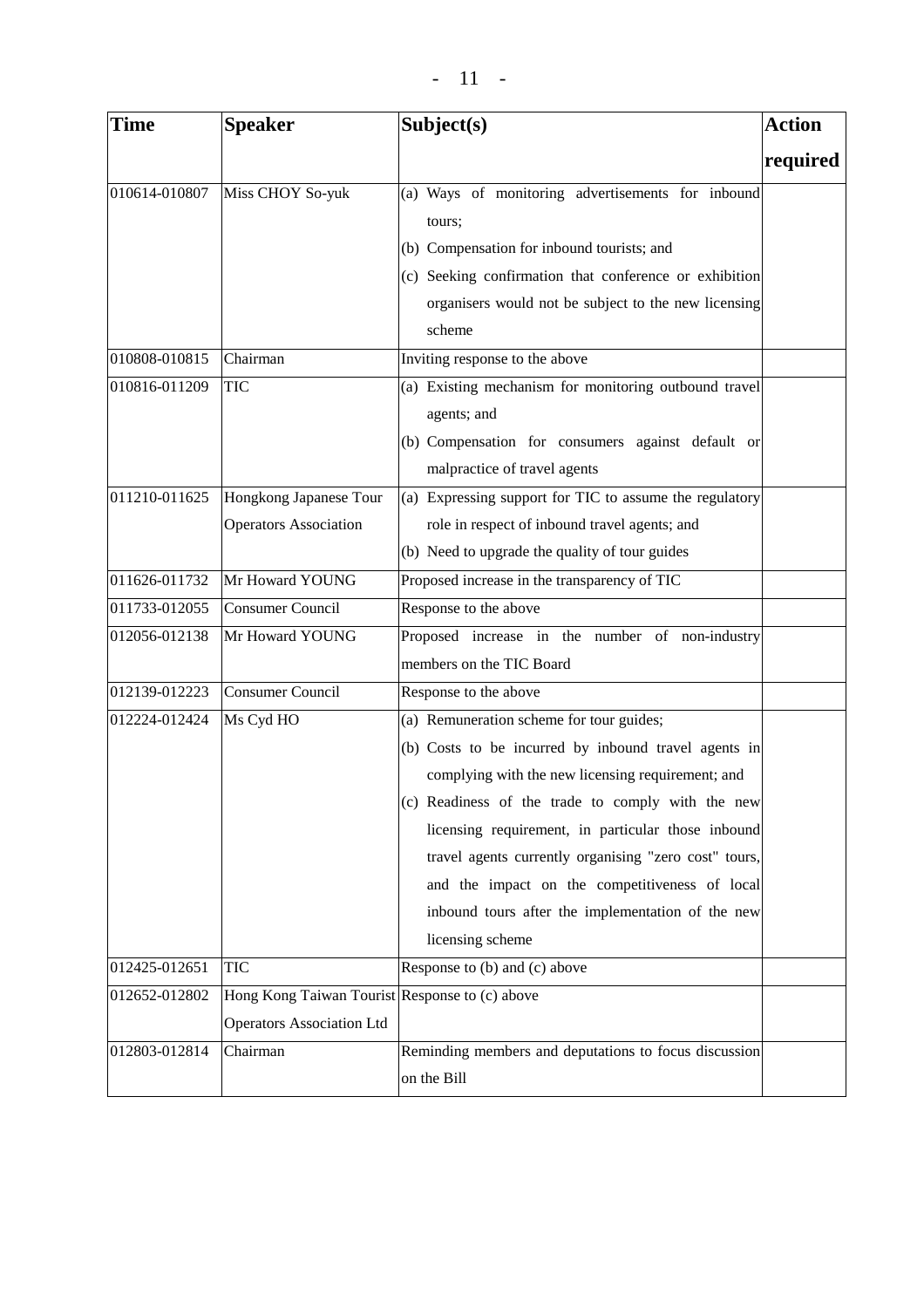| Time | Speaker | Subject(s) | Action required |
|---|---|---|---|
| 010614-010807 | Miss CHOY So-yuk | (a) Ways of monitoring advertisements for inbound tours;<br>(b) Compensation for inbound tourists; and<br>(c) Seeking confirmation that conference or exhibition organisers would not be subject to the new licensing scheme | |
| 010808-010815 | Chairman | Inviting response to the above | |
| 010816-011209 | TIC | (a) Existing mechanism for monitoring outbound travel agents; and<br>(b) Compensation for consumers against default or malpractice of travel agents | |
| 011210-011625 | Hongkong Japanese Tour Operators Association | (a) Expressing support for TIC to assume the regulatory role in respect of inbound travel agents; and<br>(b) Need to upgrade the quality of tour guides | |
| 011626-011732 | Mr Howard YOUNG | Proposed increase in the transparency of TIC | |
| 011733-012055 | Consumer Council | Response to the above | |
| 012056-012138 | Mr Howard YOUNG | Proposed increase in the number of non-industry members on the TIC Board | |
| 012139-012223 | Consumer Council | Response to the above | |
| 012224-012424 | Ms Cyd HO | (a) Remuneration scheme for tour guides;<br>(b) Costs to be incurred by inbound travel agents in complying with the new licensing requirement; and<br>(c) Readiness of the trade to comply with the new licensing requirement, in particular those inbound travel agents currently organising "zero cost" tours, and the impact on the competitiveness of local inbound tours after the implementation of the new licensing scheme | |
| 012425-012651 | TIC | Response to (b) and (c) above | |
| 012652-012802 | Hong Kong Taiwan Tourist Operators Association Ltd | Response to (c) above | |
| 012803-012814 | Chairman | Reminding members and deputations to focus discussion on the Bill | |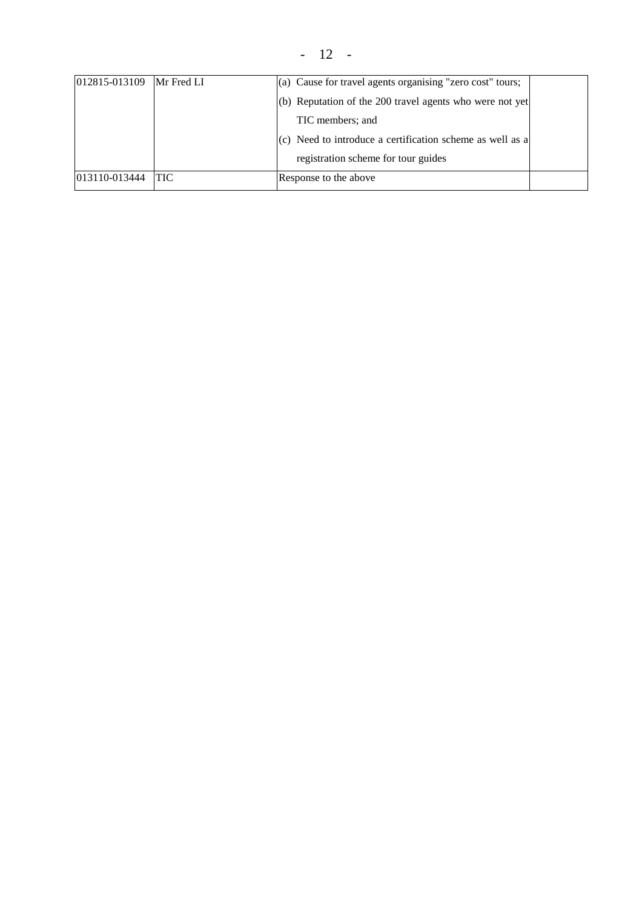| | | | |
|---|---|---|---|
| 012815-013109 | Mr Fred LI | (a) Cause for travel agents organising "zero cost" tours;<br>(b) Reputation of the 200 travel agents who were not yet TIC members; and<br>(c) Need to introduce a certification scheme as well as a registration scheme for tour guides | |
| 013110-013444 | TIC | Response to the above | |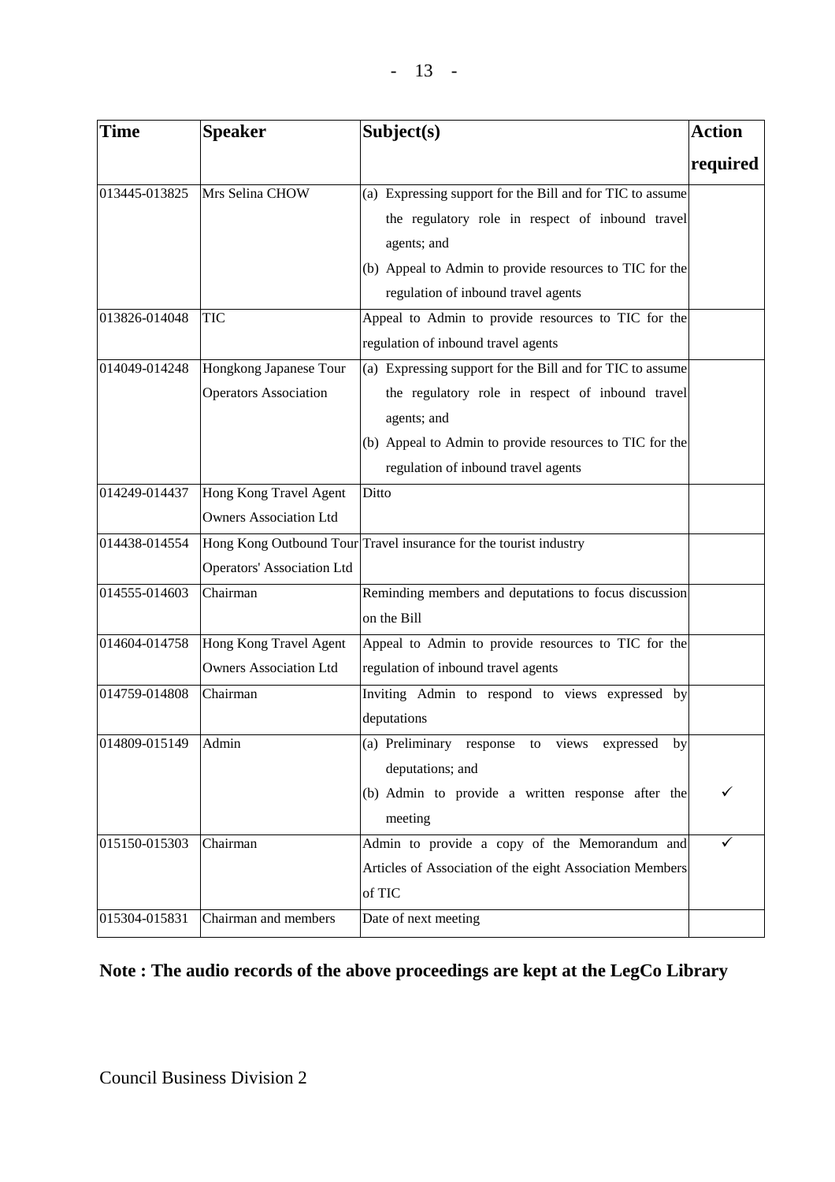| Time | Speaker | Subject(s) | Action required |
|---|---|---|---|
| 013445-013825 | Mrs Selina CHOW | (a) Expressing support for the Bill and for TIC to assume the regulatory role in respect of inbound travel agents; and<br>(b) Appeal to Admin to provide resources to TIC for the regulation of inbound travel agents | |
| 013826-014048 | TIC | Appeal to Admin to provide resources to TIC for the regulation of inbound travel agents | |
| 014049-014248 | Hongkong Japanese Tour Operators Association | (a) Expressing support for the Bill and for TIC to assume the regulatory role in respect of inbound travel agents; and<br>(b) Appeal to Admin to provide resources to TIC for the regulation of inbound travel agents | |
| 014249-014437 | Hong Kong Travel Agent Owners Association Ltd | Ditto | |
| 014438-014554 | Hong Kong Outbound Tour Operators' Association Ltd | Travel insurance for the tourist industry | |
| 014555-014603 | Chairman | Reminding members and deputations to focus discussion on the Bill | |
| 014604-014758 | Hong Kong Travel Agent Owners Association Ltd | Appeal to Admin to provide resources to TIC for the regulation of inbound travel agents | |
| 014759-014808 | Chairman | Inviting Admin to respond to views expressed by deputations | |
| 014809-015149 | Admin | (a) Preliminary response to views expressed by deputations; and<br>(b) Admin to provide a written response after the meeting | ✓ |
| 015150-015303 | Chairman | Admin to provide a copy of the Memorandum and Articles of Association of the eight Association Members of TIC | ✓ |
| 015304-015831 | Chairman and members | Date of next meeting | |

**Note : The audio records of the above proceedings are kept at the LegCo Library**

Council Business Division 2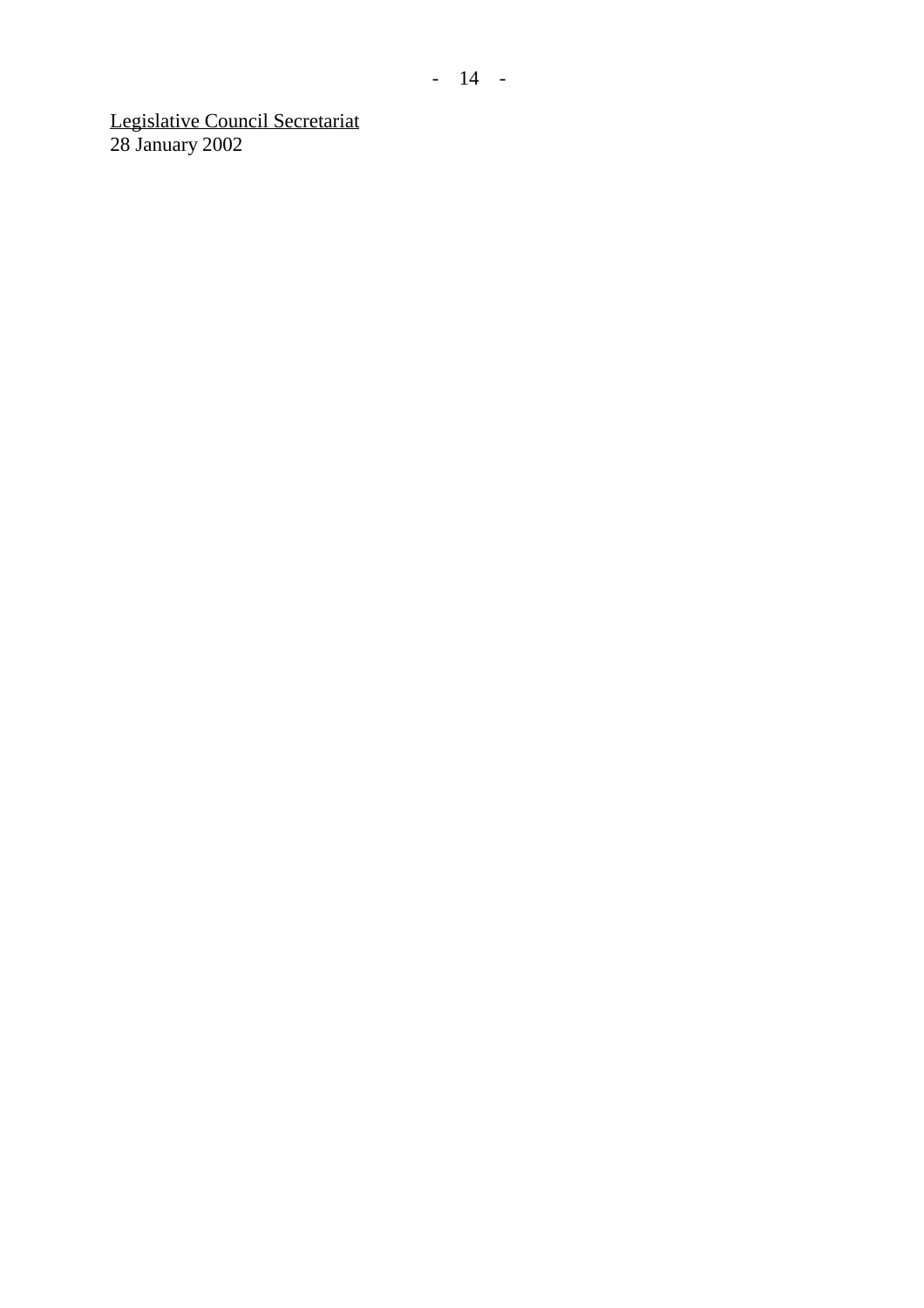Legislative Council Secretariat
28 January 2002